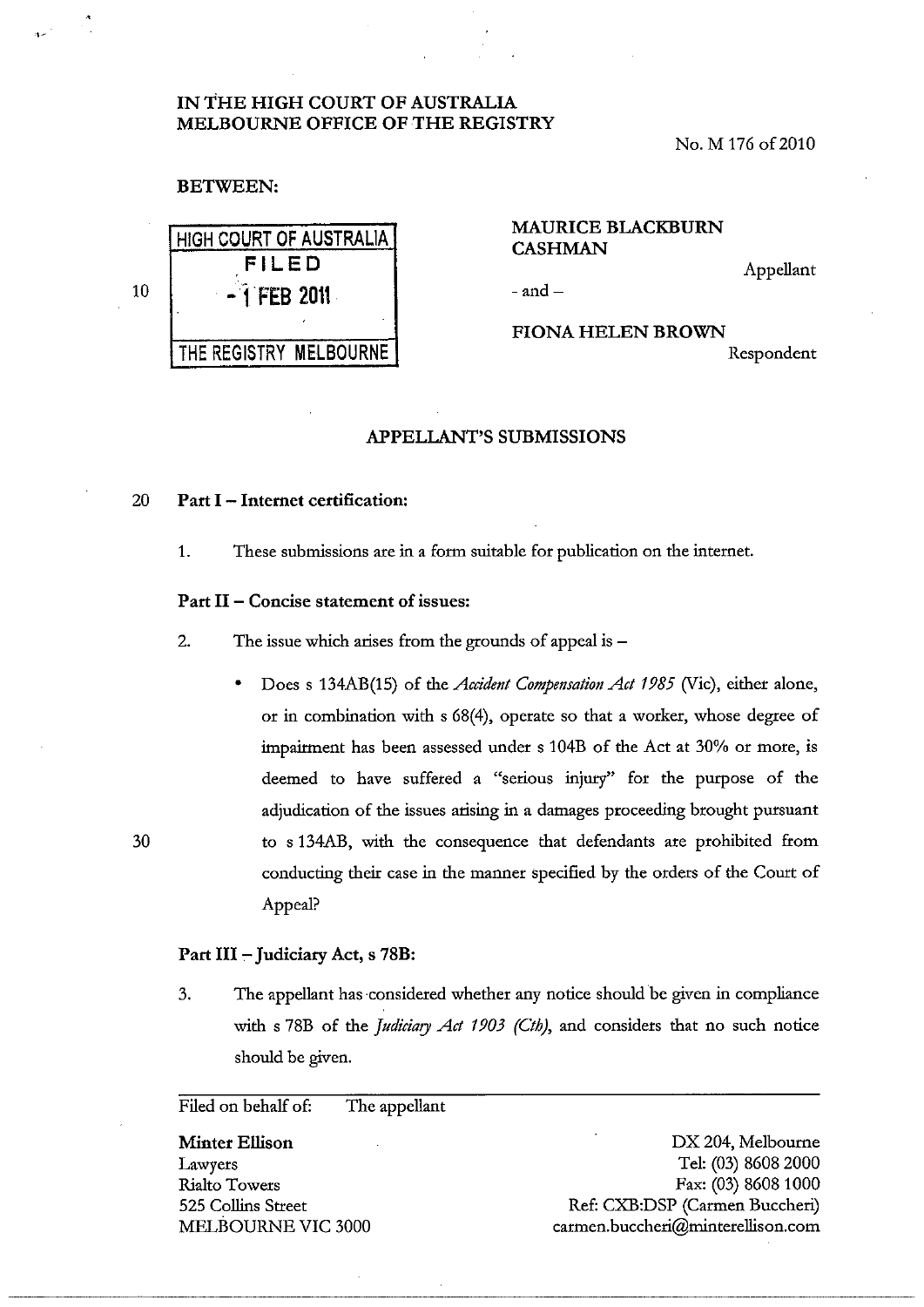IN THE HIGH COURT OF AUSTRALIA
MELBOURNE OFFICE OF THE REGISTRY

No. M 176 of 2010

BETWEEN:

HIGH COURT OF AUSTRALIA
FILED
- 1 FEB 2011
THE REGISTRY MELBOURNE

**MAURICE BLACKBURN CASHMAN**

Appellant

- and -

**FIONA HELEN BROWN**

Respondent

## APPELLANT'S SUBMISSIONS

### Part I – Internet certification:

1. These submissions are in a form suitable for publication on the internet.

### Part II – Concise statement of issues:

2. The issue which arises from the grounds of appeal is –

   - Does s 134AB(15) of the *Accident Compensation Act 1985* (Vic), either alone, or in combination with s 68(4), operate so that a worker, whose degree of impairment has been assessed under s 104B of the Act at 30% or more, is deemed to have suffered a "serious injury" for the purpose of the adjudication of the issues arising in a damages proceeding brought pursuant to s 134AB, with the consequence that defendants are prohibited from conducting their case in the manner specified by the orders of the Court of Appeal?

### Part III – Judiciary Act, s 78B:

3. The appellant has considered whether any notice should be given in compliance with s 78B of the *Judiciary Act 1903 (Cth)*, and considers that no such notice should be given.

Filed on behalf of: The appellant

**Minter Ellison**
Lawyers
Rialto Towers
525 Collins Street
MELBOURNE VIC 3000

DX 204, Melbourne
Tel: (03) 8608 2000
Fax: (03) 8608 1000
Ref: CXB:DSP (Carmen Buccheri)
carmen.buccheri@minterellison.com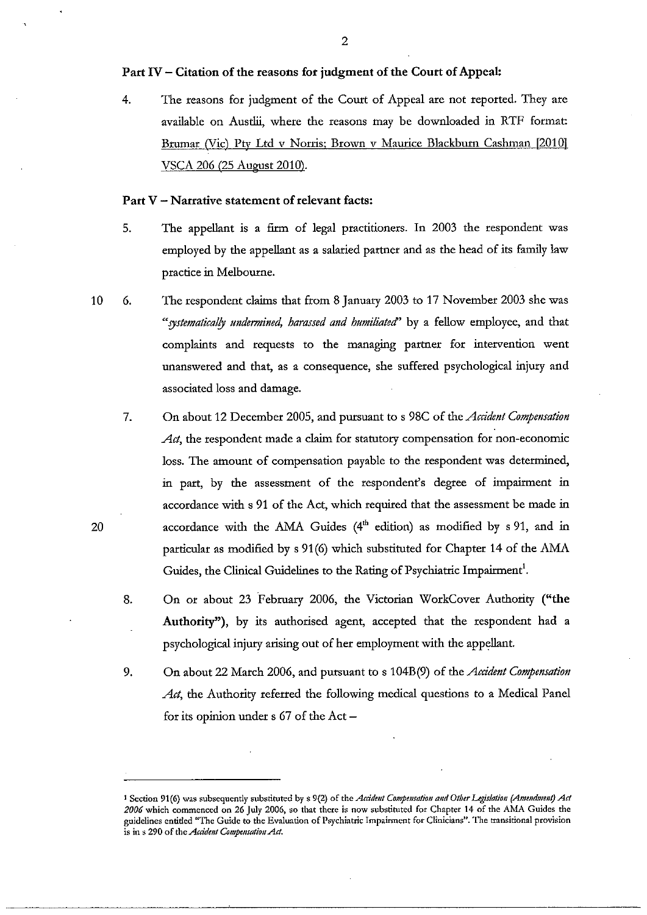**Part IV – Citation of the reasons for judgment of the Court of Appeal:**

4. The reasons for judgment of the Court of Appeal are not reported. They are available on Austlii, where the reasons may be downloaded in RTF format: Brumar (Vic) Pty Ltd v Norris; Brown v Maurice Blackburn Cashman [2010] VSCA 206 (25 August 2010).

**Part V – Narrative statement of relevant facts:**

5. The appellant is a firm of legal practitioners. In 2003 the respondent was employed by the appellant as a salaried partner and as the head of its family law practice in Melbourne.

6. The respondent claims that from 8 January 2003 to 17 November 2003 she was *"systematically undermined, harassed and humiliated"* by a fellow employee, and that complaints and requests to the managing partner for intervention went unanswered and that, as a consequence, she suffered psychological injury and associated loss and damage.

7. On about 12 December 2005, and pursuant to s 98C of the *Accident Compensation Act*, the respondent made a claim for statutory compensation for non-economic loss. The amount of compensation payable to the respondent was determined, in part, by the assessment of the respondent's degree of impairment in accordance with s 91 of the Act, which required that the assessment be made in accordance with the AMA Guides (4th edition) as modified by s 91, and in particular as modified by s 91(6) which substituted for Chapter 14 of the AMA Guides, the Clinical Guidelines to the Rating of Psychiatric Impairment[1].

8. On or about 23 February 2006, the Victorian WorkCover Authority (**"the Authority"**), by its authorised agent, accepted that the respondent had a psychological injury arising out of her employment with the appellant.

9. On about 22 March 2006, and pursuant to s 104B(9) of the *Accident Compensation Act*, the Authority referred the following medical questions to a Medical Panel for its opinion under s 67 of the Act –

---

[1] Section 91(6) was subsequently substituted by s 9(2) of the *Accident Compensation and Other Legislation (Amendment) Act 2006* which commenced on 26 July 2006, so that there is now substituted for Chapter 14 of the AMA Guides the guidelines entitled "The Guide to the Evaluation of Psychiatric Impairment for Clinicians". The transitional provision is in s 290 of the *Accident Compensation Act*.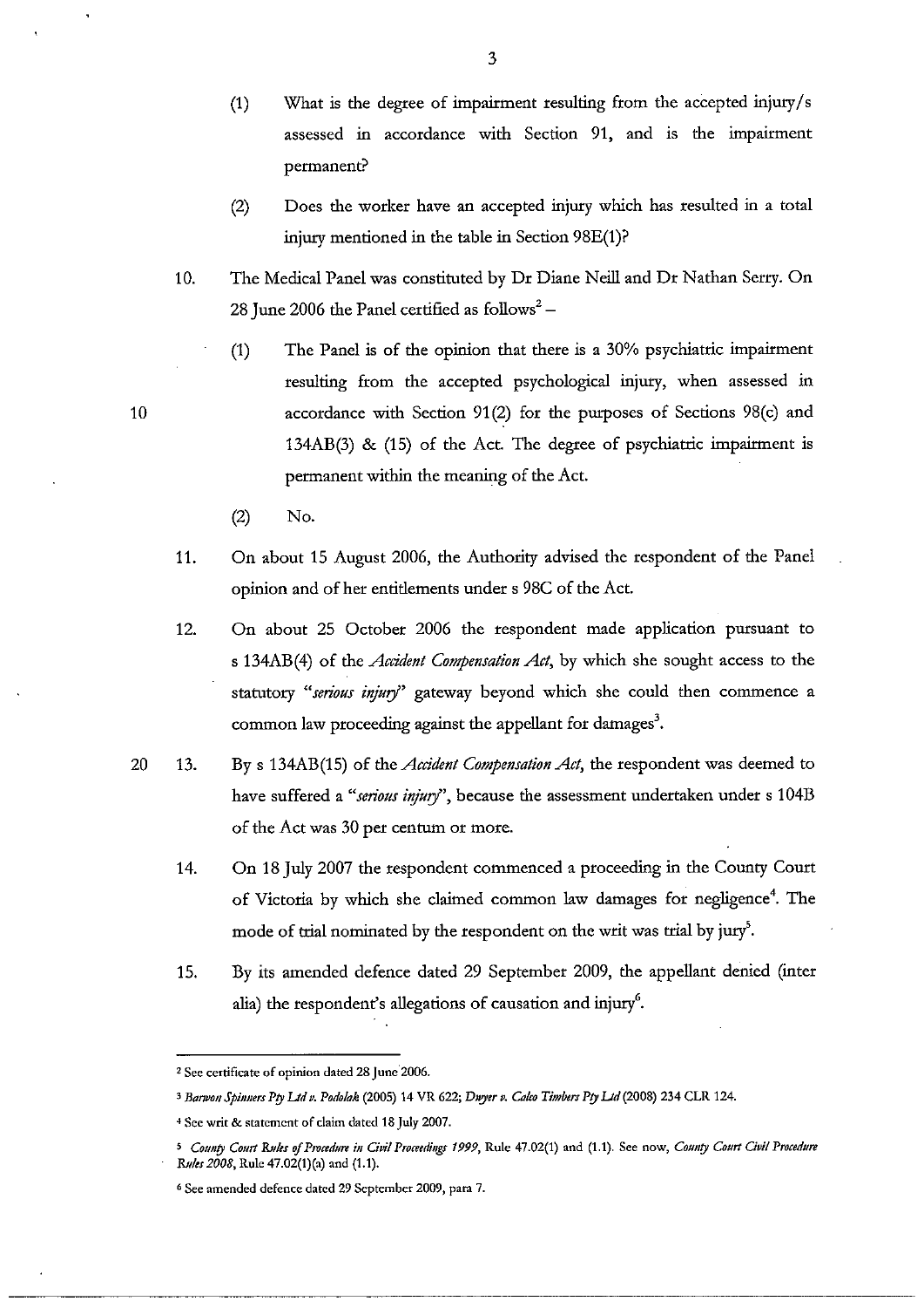(1) What is the degree of impairment resulting from the accepted injury/s assessed in accordance with Section 91, and is the impairment permanent?

(2) Does the worker have an accepted injury which has resulted in a total injury mentioned in the table in Section 98E(1)?

10. The Medical Panel was constituted by Dr Diane Neill and Dr Nathan Serry. On 28 June 2006 the Panel certified as follows[2] –

(1) The Panel is of the opinion that there is a 30% psychiatric impairment resulting from the accepted psychological injury, when assessed in accordance with Section 91(2) for the purposes of Sections 98(c) and 134AB(3) & (15) of the Act. The degree of psychiatric impairment is permanent within the meaning of the Act.

(2) No.

11. On about 15 August 2006, the Authority advised the respondent of the Panel opinion and of her entitlements under s 98C of the Act.

12. On about 25 October 2006 the respondent made application pursuant to s 134AB(4) of the *Accident Compensation Act*, by which she sought access to the statutory *"serious injury"* gateway beyond which she could then commence a common law proceeding against the appellant for damages[3].

13. By s 134AB(15) of the *Accident Compensation Act*, the respondent was deemed to have suffered a *"serious injury"*, because the assessment undertaken under s 104B of the Act was 30 per centum or more.

14. On 18 July 2007 the respondent commenced a proceeding in the County Court of Victoria by which she claimed common law damages for negligence[4]. The mode of trial nominated by the respondent on the writ was trial by jury[5].

15. By its amended defence dated 29 September 2009, the appellant denied (inter alia) the respondent's allegations of causation and injury[6].

---

[2] See certificate of opinion dated 28 June 2006.

[3] *Barwon Spinners Pty Ltd v. Podolak* (2005) 14 VR 622; *Dwyer v. Calco Timbers Pty Ltd* (2008) 234 CLR 124.

[4] See writ & statement of claim dated 18 July 2007.

[5] *County Court Rules of Procedure in Civil Proceedings 1999*, Rule 47.02(1) and (1.1). See now, *County Court Civil Procedure Rules 2008*, Rule 47.02(1)(a) and (1.1).

[6] See amended defence dated 29 September 2009, para 7.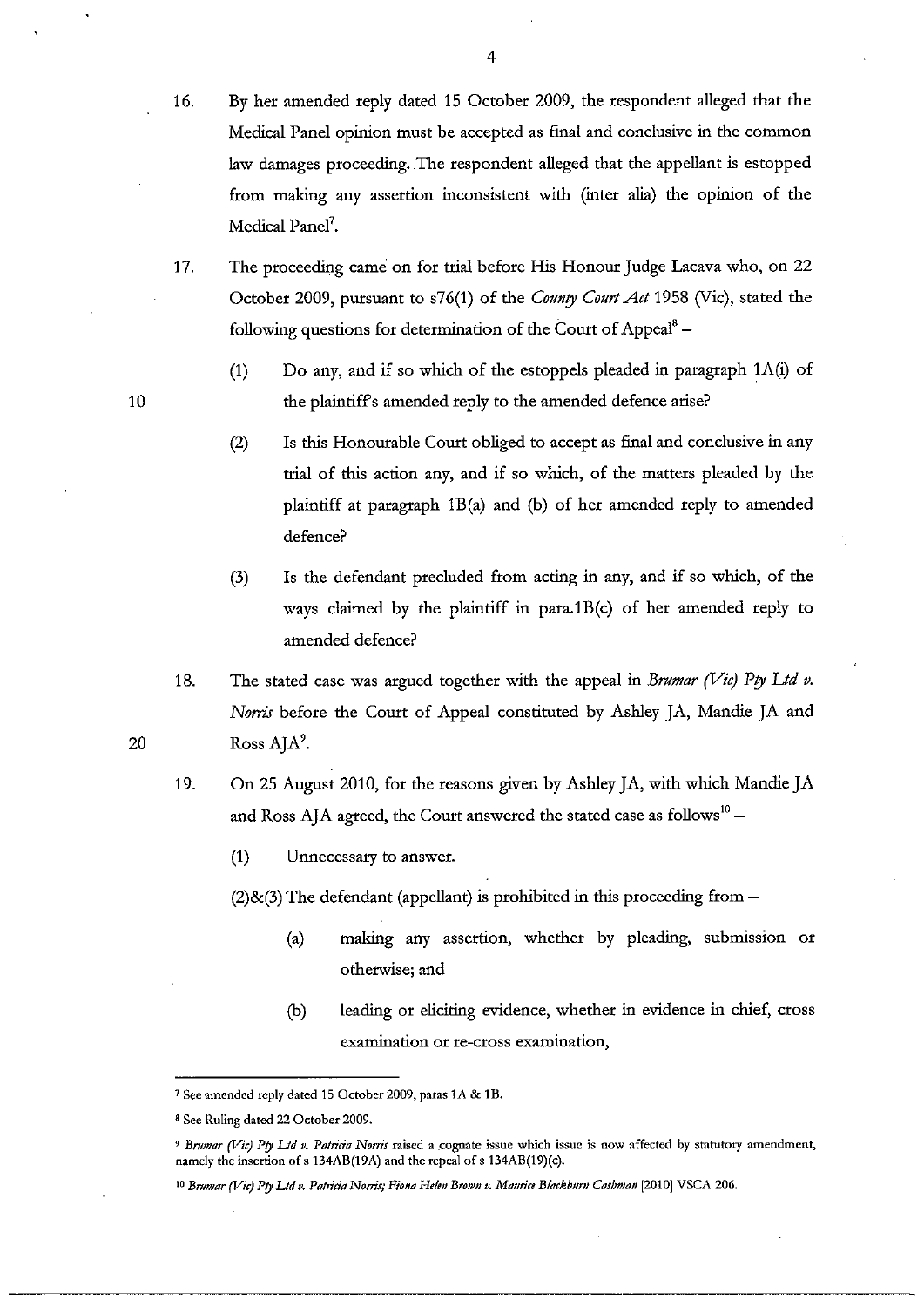16. By her amended reply dated 15 October 2009, the respondent alleged that the Medical Panel opinion must be accepted as final and conclusive in the common law damages proceeding. The respondent alleged that the appellant is estopped from making any assertion inconsistent with (inter alia) the opinion of the Medical Panel[7].

17. The proceeding came on for trial before His Honour Judge Lacava who, on 22 October 2009, pursuant to s76(1) of the *County Court Act* 1958 (Vic), stated the following questions for determination of the Court of Appeal[8] –

    (1) Do any, and if so which of the estoppels pleaded in paragraph 1A(i) of the plaintiff's amended reply to the amended defence arise?

    (2) Is this Honourable Court obliged to accept as final and conclusive in any trial of this action any, and if so which, of the matters pleaded by the plaintiff at paragraph 1B(a) and (b) of her amended reply to amended defence?

    (3) Is the defendant precluded from acting in any, and if so which, of the ways claimed by the plaintiff in para.1B(c) of her amended reply to amended defence?

18. The stated case was argued together with the appeal in *Brumar (Vic) Pty Ltd v. Norris* before the Court of Appeal constituted by Ashley JA, Mandie JA and Ross AJA[9].

19. On 25 August 2010, for the reasons given by Ashley JA, with which Mandie JA and Ross AJA agreed, the Court answered the stated case as follows[10] –

    (1) Unnecessary to answer.

    (2)&(3) The defendant (appellant) is prohibited in this proceeding from –

    (a) making any assertion, whether by pleading, submission or otherwise; and

    (b) leading or eliciting evidence, whether in evidence in chief, cross examination or re-cross examination,

---

[7] See amended reply dated 15 October 2009, paras 1A & 1B.

[8] See Ruling dated 22 October 2009.

[9] *Brumar (Vic) Pty Ltd v. Patricia Norris* raised a cognate issue which issue is now affected by statutory amendment, namely the insertion of s 134AB(19A) and the repeal of s 134AB(19)(c).

[10] *Brumar (Vic) Pty Ltd v. Patricia Norris; Fiona Helen Brown v. Maurice Blackburn Cashman* [2010] VSCA 206.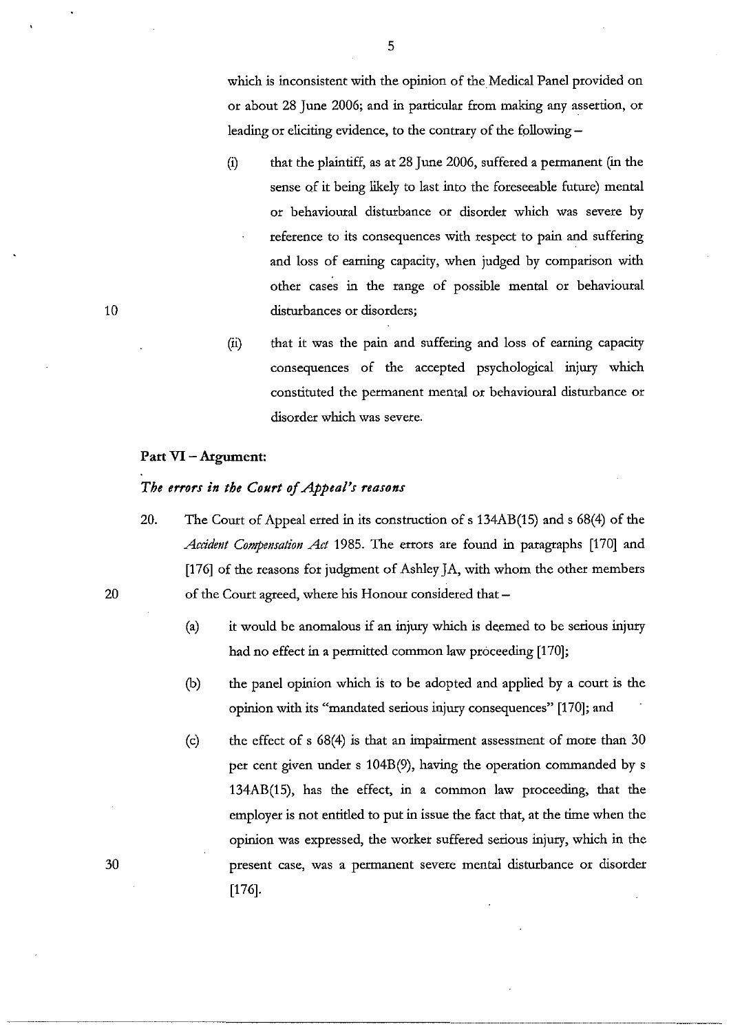which is inconsistent with the opinion of the Medical Panel provided on or about 28 June 2006; and in particular from making any assertion, or leading or eliciting evidence, to the contrary of the following –

(i) that the plaintiff, as at 28 June 2006, suffered a permanent (in the sense of it being likely to last into the foreseeable future) mental or behavioural disturbance or disorder which was severe by reference to its consequences with respect to pain and suffering and loss of earning capacity, when judged by comparison with other cases in the range of possible mental or behavioural disturbances or disorders;

(ii) that it was the pain and suffering and loss of earning capacity consequences of the accepted psychological injury which constituted the permanent mental or behavioural disturbance or disorder which was severe.

**Part VI – Argument:**

***The errors in the Court of Appeal's reasons***

20. The Court of Appeal erred in its construction of s 134AB(15) and s 68(4) of the *Accident Compensation Act* 1985. The errors are found in paragraphs [170] and [176] of the reasons for judgment of Ashley JA, with whom the other members of the Court agreed, where his Honour considered that –

(a) it would be anomalous if an injury which is deemed to be serious injury had no effect in a permitted common law proceeding [170];

(b) the panel opinion which is to be adopted and applied by a court is the opinion with its "mandated serious injury consequences" [170]; and

(c) the effect of s 68(4) is that an impairment assessment of more than 30 per cent given under s 104B(9), having the operation commanded by s 134AB(15), has the effect, in a common law proceeding, that the employer is not entitled to put in issue the fact that, at the time when the opinion was expressed, the worker suffered serious injury, which in the present case, was a permanent severe mental disturbance or disorder [176].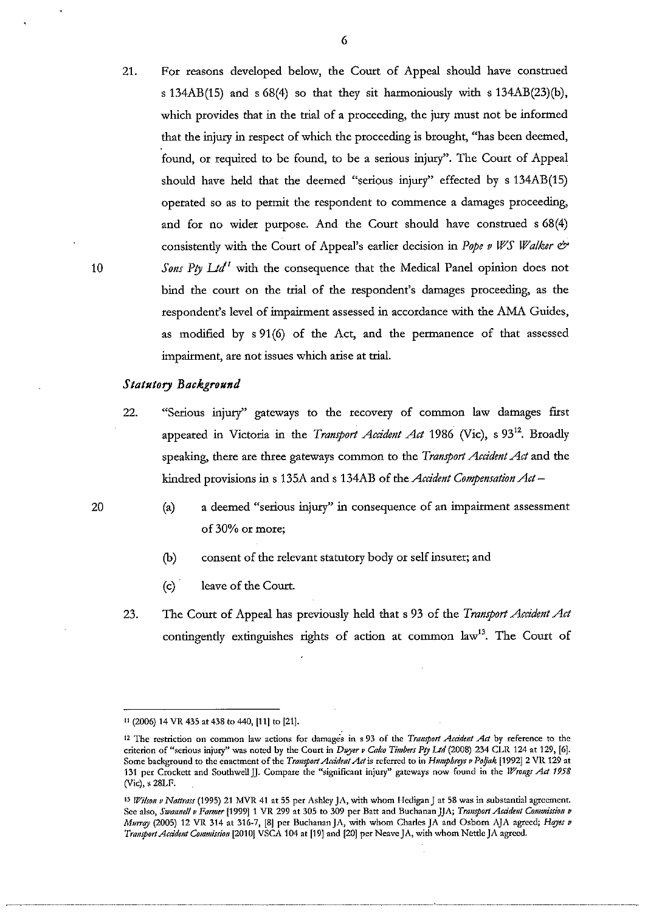21. For reasons developed below, the Court of Appeal should have construed s 134AB(15) and s 68(4) so that they sit harmoniously with s 134AB(23)(b), which provides that in the trial of a proceeding, the jury must not be informed that the injury in respect of which the proceeding is brought, "has been deemed, found, or required to be found, to be a serious injury". The Court of Appeal should have held that the deemed "serious injury" effected by s 134AB(15) operated so as to permit the respondent to commence a damages proceeding, and for no wider purpose. And the Court should have construed s 68(4) consistently with the Court of Appeal's earlier decision in *Pope v WS Walker & Sons Pty Ltd*[11] with the consequence that the Medical Panel opinion does not bind the court on the trial of the respondent's damages proceeding, as the respondent's level of impairment assessed in accordance with the AMA Guides, as modified by s 91(6) of the Act, and the permanence of that assessed impairment, are not issues which arise at trial.

### *Statutory Background*

22. "Serious injury" gateways to the recovery of common law damages first appeared in Victoria in the *Transport Accident Act* 1986 (Vic), s 93[12]. Broadly speaking, there are three gateways common to the *Transport Accident Act* and the kindred provisions in s 135A and s 134AB of the *Accident Compensation Act* –

    (a) a deemed "serious injury" in consequence of an impairment assessment of 30% or more;

    (b) consent of the relevant statutory body or self insurer; and

    (c) leave of the Court.

23. The Court of Appeal has previously held that s 93 of the *Transport Accident Act* contingently extinguishes rights of action at common law[13]. The Court of

---

[11] (2006) 14 VR 435 at 438 to 440, [11] to [21].

[12] The restriction on common law actions for damages in s 93 of the *Transport Accident Act* by reference to the criterion of "serious injury" was noted by the Court in *Dwyer v Calco Timbers Pty Ltd* (2008) 234 CLR 124 at 129, [6]. Some background to the enactment of the *Transport Accident Act* is referred to in *Humphreys v Poljak* [1992] 2 VR 129 at 131 per Crockett and Southwell JJ. Compare the "significant injury" gateways now found in the *Wrongs Act 1958* (Vic), s 28LF.

[13] *Wilson v Nattrass* (1995) 21 MVR 41 at 55 per Ashley JA, with whom Hedigan J at 58 was in substantial agreement. See also, *Swannell v Farmer* [1999] 1 VR 299 at 305 to 309 per Batt and Buchanan JJA; *Transport Accident Commission v Murray* (2005) 12 VR 314 at 316-7, [8] per Buchanan JA, with whom Charles JA and Osborn AJA agreed; *Hayes v Transport Accident Commission* [2010] VSCA 104 at [19] and [20] per Neave JA, with whom Nettle JA agreed.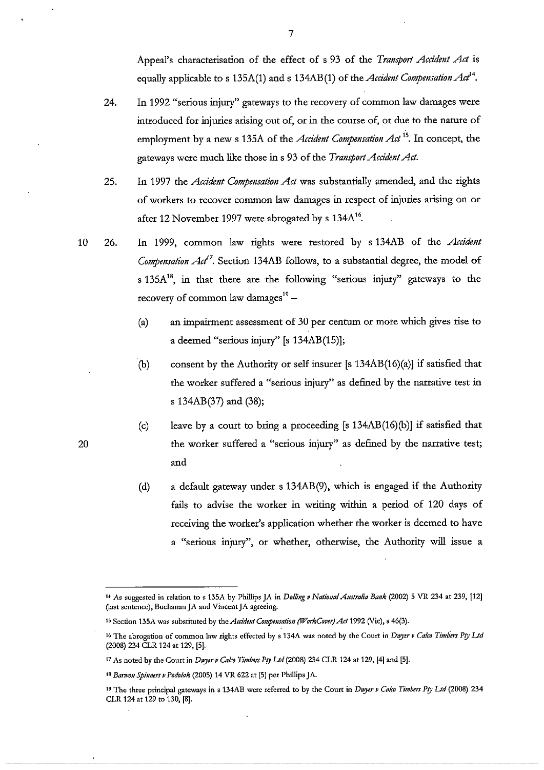Appeal's characterisation of the effect of s 93 of the *Transport Accident Act* is equally applicable to s 135A(1) and s 134AB(1) of the *Accident Compensation Act*[14].

24. In 1992 "serious injury" gateways to the recovery of common law damages were introduced for injuries arising out of, or in the course of, or due to the nature of employment by a new s 135A of the *Accident Compensation Act*[15]. In concept, the gateways were much like those in s 93 of the *Transport Accident Act*.

25. In 1997 the *Accident Compensation Act* was substantially amended, and the rights of workers to recover common law damages in respect of injuries arising on or after 12 November 1997 were abrogated by s 134A[16].

26. In 1999, common law rights were restored by s 134AB of the *Accident Compensation Act*[17]. Section 134AB follows, to a substantial degree, the model of s 135A[18], in that there are the following "serious injury" gateways to the recovery of common law damages[19] –

    (a) an impairment assessment of 30 per centum or more which gives rise to a deemed "serious injury" [s 134AB(15)];

    (b) consent by the Authority or self insurer [s 134AB(16)(a)] if satisfied that the worker suffered a "serious injury" as defined by the narrative test in s 134AB(37) and (38);

    (c) leave by a court to bring a proceeding [s 134AB(16)(b)] if satisfied that the worker suffered a "serious injury" as defined by the narrative test; and

    (d) a default gateway under s 134AB(9), which is engaged if the Authority fails to advise the worker in writing within a period of 120 days of receiving the worker's application whether the worker is deemed to have a "serious injury", or whether, otherwise, the Authority will issue a

---

[14] As suggested in relation to s 135A by Phillips JA in *Dolling v National Australia Bank* (2002) 5 VR 234 at 239, [12] (last sentence), Buchanan JA and Vincent JA agreeing.

[15] Section 135A was substituted by the *Accident Compensation (WorkCover) Act* 1992 (Vic), s 46(3).

[16] The abrogation of common law rights effected by s 134A was noted by the Court in *Dwyer v Calco Timbers Pty Ltd* (2008) 234 CLR 124 at 129, [5].

[17] As noted by the Court in *Dwyer v Calco Timbers Pty Ltd* (2008) 234 CLR 124 at 129, [4] and [5].

[18] *Barwon Spinners v Podolak* (2005) 14 VR 622 at [5] per Phillips JA.

[19] The three principal gateways in s 134AB were referred to by the Court in *Dwyer v Calco Timbers Pty Ltd* (2008) 234 CLR 124 at 129 to 130, [8].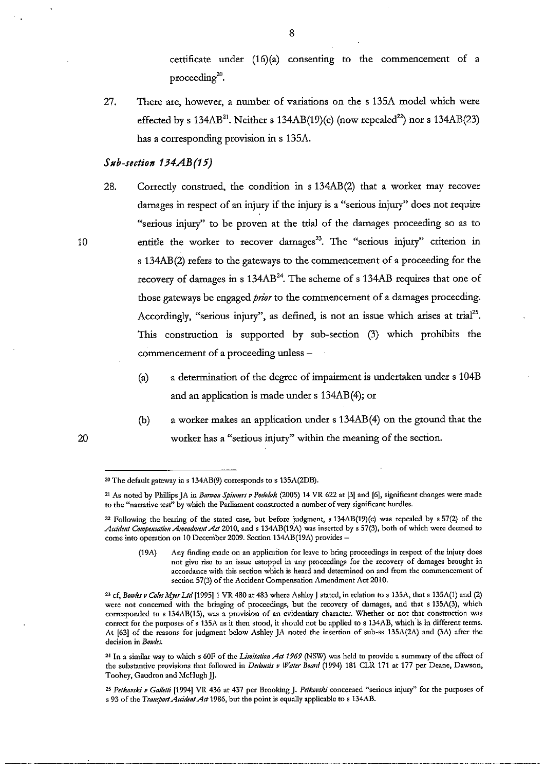certificate under (16)(a) consenting to the commencement of a proceeding[20].

27. There are, however, a number of variations on the s 135A model which were effected by s 134AB[21]. Neither s 134AB(19)(c) (now repealed[22]) nor s 134AB(23) has a corresponding provision in s 135A.

### *Sub-section 134AB(15)*

28. Correctly construed, the condition in s 134AB(2) that a worker may recover damages in respect of an injury if the injury is a "serious injury" does not require "serious injury" to be proven at the trial of the damages proceeding so as to entitle the worker to recover damages[23]. The "serious injury" criterion in s 134AB(2) refers to the gateways to the commencement of a proceeding for the recovery of damages in s 134AB[24]. The scheme of s 134AB requires that one of those gateways be engaged *prior* to the commencement of a damages proceeding. Accordingly, "serious injury", as defined, is not an issue which arises at trial[25]. This construction is supported by sub-section (3) which prohibits the commencement of a proceeding unless –

    (a) a determination of the degree of impairment is undertaken under s 104B and an application is made under s 134AB(4); or

    (b) a worker makes an application under s 134AB(4) on the ground that the worker has a "serious injury" within the meaning of the section.

---

[20] The default gateway in s 134AB(9) corresponds to s 135A(2DB).

[21] As noted by Phillips JA in *Barwon Spinners v Podolak* (2005) 14 VR 622 at [3] and [6], significant changes were made to the "narrative test" by which the Parliament constructed a number of very significant hurdles.

[22] Following the hearing of the stated case, but before judgment, s 134AB(19)(c) was repealed by s 57(2) of the *Accident Compensation Amendment Act* 2010, and s 134AB(19A) was inserted by s 57(3), both of which were deemed to come into operation on 10 December 2009. Section 134AB(19A) provides –

> (19A) Any finding made on an application for leave to bring proceedings in respect of the injury does not give rise to an issue estoppel in any proceedings for the recovery of damages brought in accordance with this section which is heard and determined on and from the commencement of section 57(3) of the Accident Compensation Amendment Act 2010.

[23] cf, *Bowles v Coles Myer Ltd* [1995] 1 VR 480 at 483 where Ashley J stated, in relation to s 135A, that s 135A(1) and (2) were not concerned with the bringing of proceedings, but the recovery of damages, and that s 135A(3), which corresponded to s 134AB(15), was a provision of an evidentiary character. Whether or not that construction was correct for the purposes of s 135A as it then stood, it should not be applied to s 134AB, which is in different terms. At [63] of the reasons for judgment below Ashley JA noted the insertion of sub-ss 135A(2A) and (3A) after the decision in *Bowles*.

[24] In a similar way to which s 60F of the *Limitation Act 1969* (NSW) was held to provide a summary of the effect of the substantive provisions that followed in *Dedousis v Water Board* (1994) 181 CLR 171 at 177 per Deane, Dawson, Toohey, Gaudron and McHugh JJ.

[25] *Petkovski v Galletti* [1994] VR 436 at 437 per Brooking J. *Petkovski* concerned "serious injury" for the purposes of s 93 of the *Transport Accident Act* 1986, but the point is equally applicable to s 134AB.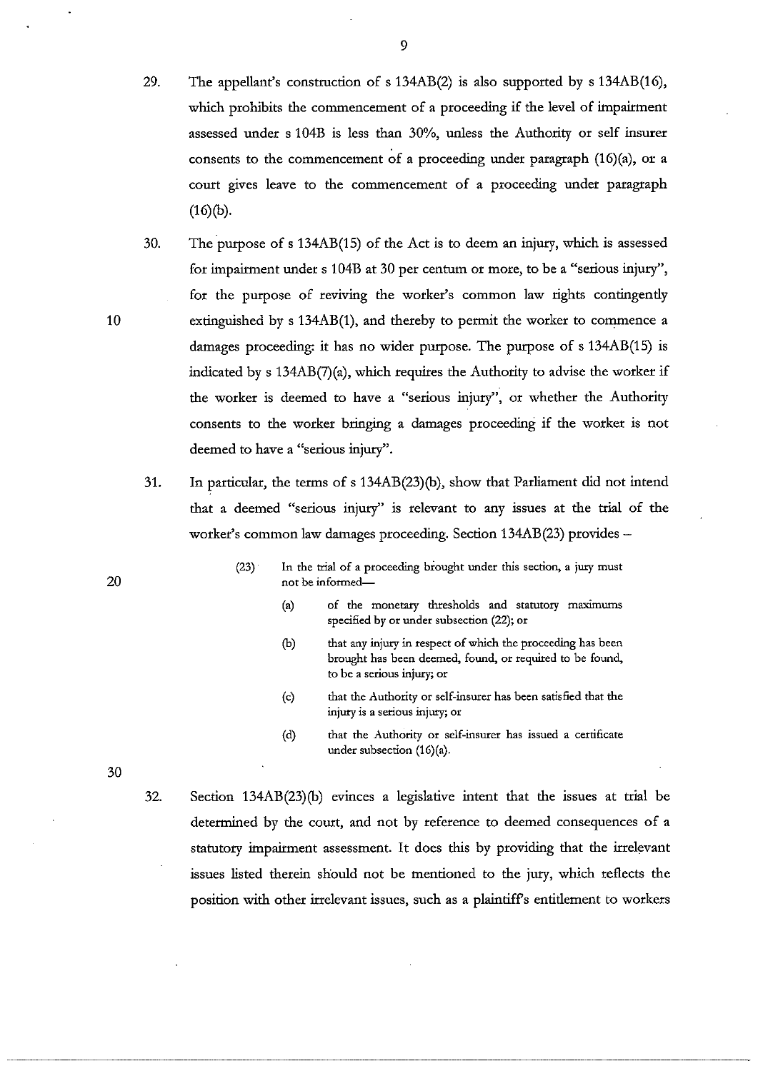29. The appellant's construction of s 134AB(2) is also supported by s 134AB(16), which prohibits the commencement of a proceeding if the level of impairment assessed under s 104B is less than 30%, unless the Authority or self insurer consents to the commencement of a proceeding under paragraph (16)(a), or a court gives leave to the commencement of a proceeding under paragraph (16)(b).

30. The purpose of s 134AB(15) of the Act is to deem an injury, which is assessed for impairment under s 104B at 30 per centum or more, to be a "serious injury", for the purpose of reviving the worker's common law rights contingently extinguished by s 134AB(1), and thereby to permit the worker to commence a damages proceeding: it has no wider purpose. The purpose of s 134AB(15) is indicated by s 134AB(7)(a), which requires the Authority to advise the worker if the worker is deemed to have a "serious injury", or whether the Authority consents to the worker bringing a damages proceeding if the worker is not deemed to have a "serious injury".

31. In particular, the terms of s 134AB(23)(b), show that Parliament did not intend that a deemed "serious injury" is relevant to any issues at the trial of the worker's common law damages proceeding. Section 134AB(23) provides –

> (23) In the trial of a proceeding brought under this section, a jury must not be informed—
>
> (a) of the monetary thresholds and statutory maximums specified by or under subsection (22); or
>
> (b) that any injury in respect of which the proceeding has been brought has been deemed, found, or required to be found, to be a serious injury; or
>
> (c) that the Authority or self-insurer has been satisfied that the injury is a serious injury; or
>
> (d) that the Authority or self-insurer has issued a certificate under subsection (16)(a).

32. Section 134AB(23)(b) evinces a legislative intent that the issues at trial be determined by the court, and not by reference to deemed consequences of a statutory impairment assessment. It does this by providing that the irrelevant issues listed therein should not be mentioned to the jury, which reflects the position with other irrelevant issues, such as a plaintiff's entitlement to workers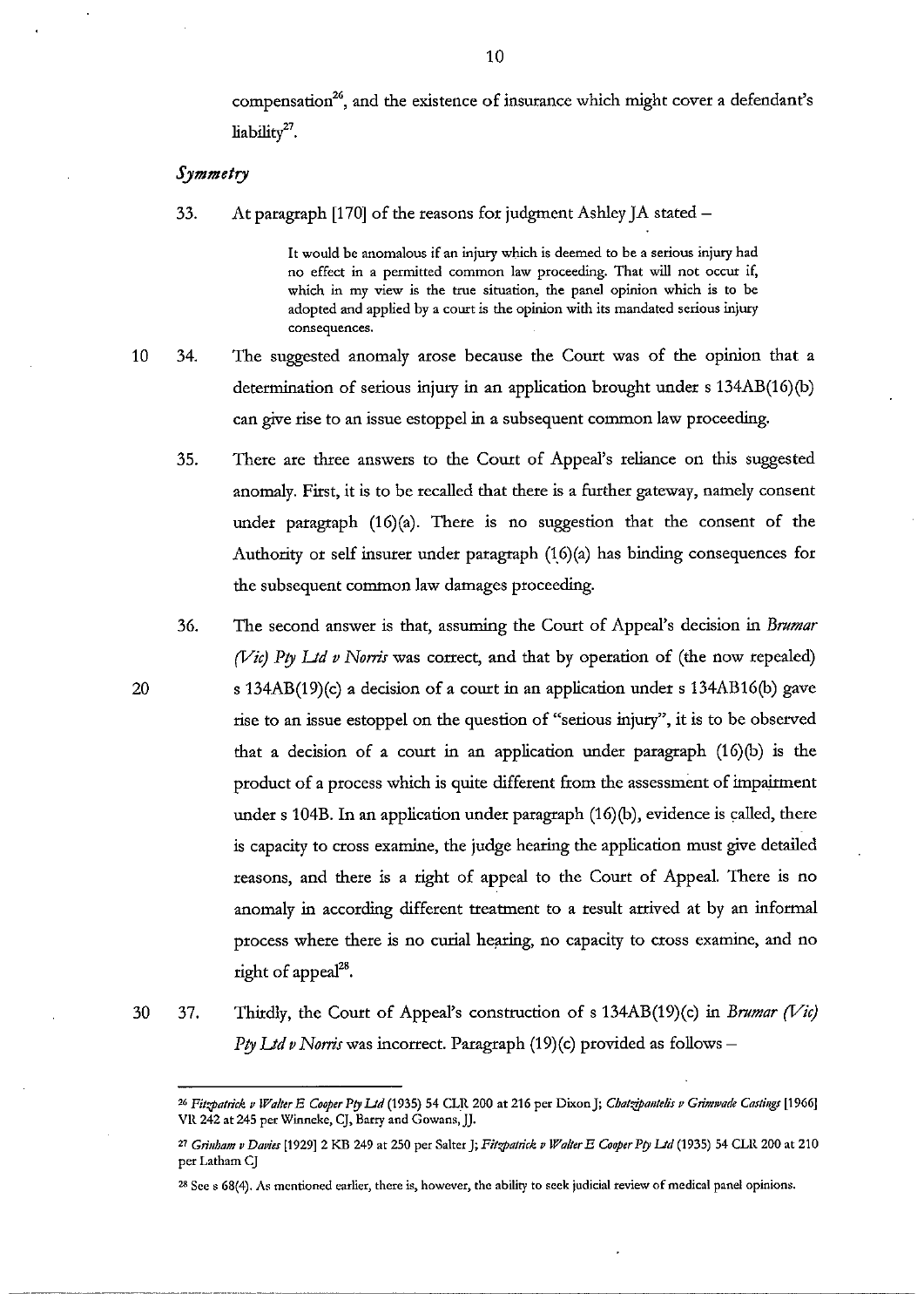compensation[26], and the existence of insurance which might cover a defendant's liability[27].

### *Symmetry*

33. At paragraph [170] of the reasons for judgment Ashley JA stated –

> It would be anomalous if an injury which is deemed to be a serious injury had no effect in a permitted common law proceeding. That will not occur if, which in my view is the true situation, the panel opinion which is to be adopted and applied by a court is the opinion with its mandated serious injury consequences.

34. The suggested anomaly arose because the Court was of the opinion that a determination of serious injury in an application brought under s 134AB(16)(b) can give rise to an issue estoppel in a subsequent common law proceeding.

35. There are three answers to the Court of Appeal's reliance on this suggested anomaly. First, it is to be recalled that there is a further gateway, namely consent under paragraph (16)(a). There is no suggestion that the consent of the Authority or self insurer under paragraph (16)(a) has binding consequences for the subsequent common law damages proceeding.

36. The second answer is that, assuming the Court of Appeal's decision in *Brumar (Vic) Pty Ltd v Norris* was correct, and that by operation of (the now repealed) s 134AB(19)(c) a decision of a court in an application under s 134AB16(b) gave rise to an issue estoppel on the question of "serious injury", it is to be observed that a decision of a court in an application under paragraph (16)(b) is the product of a process which is quite different from the assessment of impairment under s 104B. In an application under paragraph (16)(b), evidence is called, there is capacity to cross examine, the judge hearing the application must give detailed reasons, and there is a right of appeal to the Court of Appeal. There is no anomaly in according different treatment to a result arrived at by an informal process where there is no curial hearing, no capacity to cross examine, and no right of appeal[28].

37. Thirdly, the Court of Appeal's construction of s 134AB(19)(c) in *Brumar (Vic) Pty Ltd v Norris* was incorrect. Paragraph (19)(c) provided as follows –

---

[26] *Fitzpatrick v Walter E Cooper Pty Ltd* (1935) 54 CLR 200 at 216 per Dixon J; *Chatzipantelis v Grimwade Castings* [1966] VR 242 at 245 per Winneke, CJ, Barry and Gowans, JJ.

[27] *Grinham v Davies* [1929] 2 KB 249 at 250 per Salter J; *Fitzpatrick v Walter E Cooper Pty Ltd* (1935) 54 CLR 200 at 210 per Latham CJ

[28] See s 68(4). As mentioned earlier, there is, however, the ability to seek judicial review of medical panel opinions.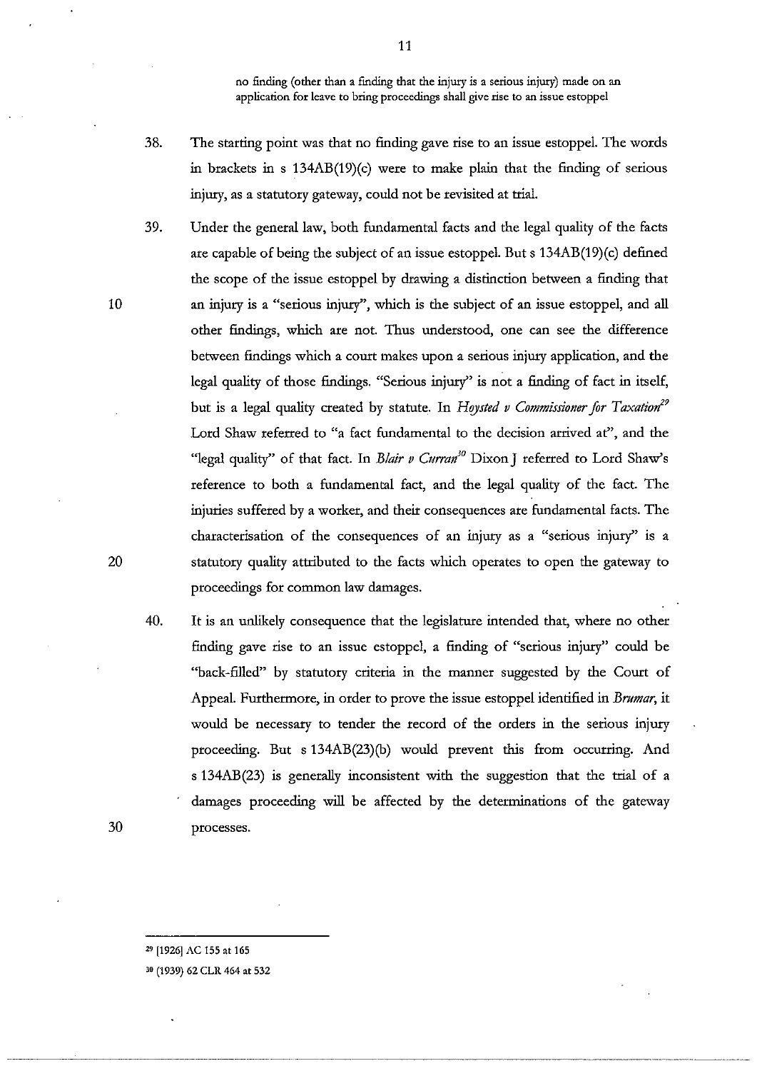> no finding (other than a finding that the injury is a serious injury) made on an application for leave to bring proceedings shall give rise to an issue estoppel

38. The starting point was that no finding gave rise to an issue estoppel. The words in brackets in s 134AB(19)(c) were to make plain that the finding of serious injury, as a statutory gateway, could not be revisited at trial.

39. Under the general law, both fundamental facts and the legal quality of the facts are capable of being the subject of an issue estoppel. But s 134AB(19)(c) defined the scope of the issue estoppel by drawing a distinction between a finding that an injury is a "serious injury", which is the subject of an issue estoppel, and all other findings, which are not. Thus understood, one can see the difference between findings which a court makes upon a serious injury application, and the legal quality of those findings. "Serious injury" is not a finding of fact in itself, but is a legal quality created by statute. In *Hoysted v Commissioner for Taxation*[29] Lord Shaw referred to "a fact fundamental to the decision arrived at", and the "legal quality" of that fact. In *Blair v Curran*[30] Dixon J referred to Lord Shaw's reference to both a fundamental fact, and the legal quality of the fact. The injuries suffered by a worker, and their consequences are fundamental facts. The characterisation of the consequences of an injury as a "serious injury" is a statutory quality attributed to the facts which operates to open the gateway to proceedings for common law damages.

40. It is an unlikely consequence that the legislature intended that, where no other finding gave rise to an issue estoppel, a finding of "serious injury" could be "back-filled" by statutory criteria in the manner suggested by the Court of Appeal. Furthermore, in order to prove the issue estoppel identified in *Brumar*, it would be necessary to tender the record of the orders in the serious injury proceeding. But s 134AB(23)(b) would prevent this from occurring. And s 134AB(23) is generally inconsistent with the suggestion that the trial of a damages proceeding will be affected by the determinations of the gateway processes.

---

[29] [1926] AC 155 at 165

[30] (1939) 62 CLR 464 at 532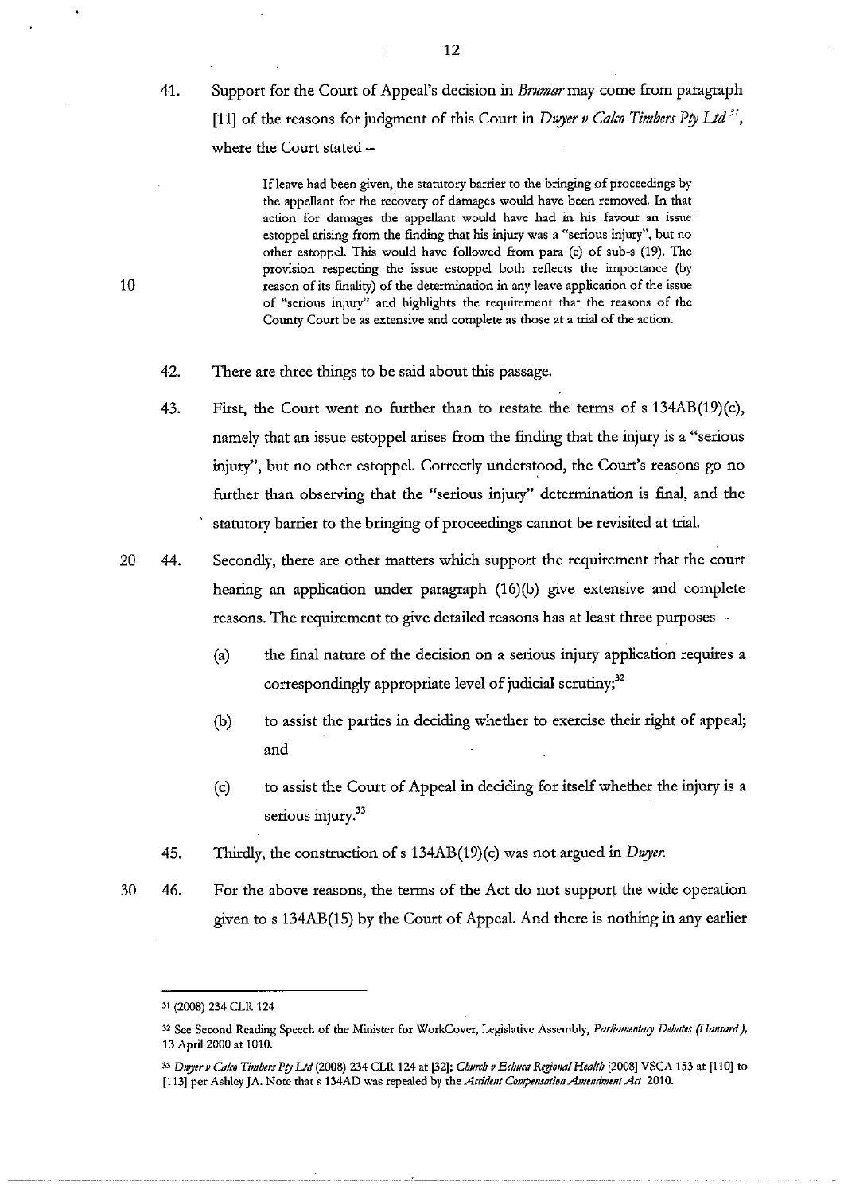41. Support for the Court of Appeal's decision in *Brumar* may come from paragraph [11] of the reasons for judgment of this Court in *Dwyer v Calco Timbers Pty Ltd*[31], where the Court stated –

> If leave had been given, the statutory barrier to the bringing of proceedings by the appellant for the recovery of damages would have been removed. In that action for damages the appellant would have had in his favour an issue estoppel arising from the finding that his injury was a "serious injury", but no other estoppel. This would have followed from para (c) of sub-s (19). The provision respecting the issue estoppel both reflects the importance (by reason of its finality) of the determination in any leave application of the issue of "serious injury" and highlights the requirement that the reasons of the County Court be as extensive and complete as those at a trial of the action.

42. There are three things to be said about this passage.

43. First, the Court went no further than to restate the terms of s 134AB(19)(c), namely that an issue estoppel arises from the finding that the injury is a "serious injury", but no other estoppel. Correctly understood, the Court's reasons go no further than observing that the "serious injury" determination is final, and the statutory barrier to the bringing of proceedings cannot be revisited at trial.

44. Secondly, there are other matters which support the requirement that the court hearing an application under paragraph (16)(b) give extensive and complete reasons. The requirement to give detailed reasons has at least three purposes –

   (a) the final nature of the decision on a serious injury application requires a correspondingly appropriate level of judicial scrutiny;[32]

   (b) to assist the parties in deciding whether to exercise their right of appeal; and

   (c) to assist the Court of Appeal in deciding for itself whether the injury is a serious injury.[33]

45. Thirdly, the construction of s 134AB(19)(c) was not argued in *Dwyer*.

46. For the above reasons, the terms of the Act do not support the wide operation given to s 134AB(15) by the Court of Appeal. And there is nothing in any earlier

---

[31] (2008) 234 CLR 124

[32] See Second Reading Speech of the Minister for WorkCover, Legislative Assembly, *Parliamentary Debates (Hansard)*, 13 April 2000 at 1010.

[33] *Dwyer v Calco Timbers Pty Ltd* (2008) 234 CLR 124 at [32]; *Church v Echuca Regional Health* [2008] VSCA 153 at [110] to [113] per Ashley JA. Note that s 134AD was repealed by the *Accident Compensation Amendment Act* 2010.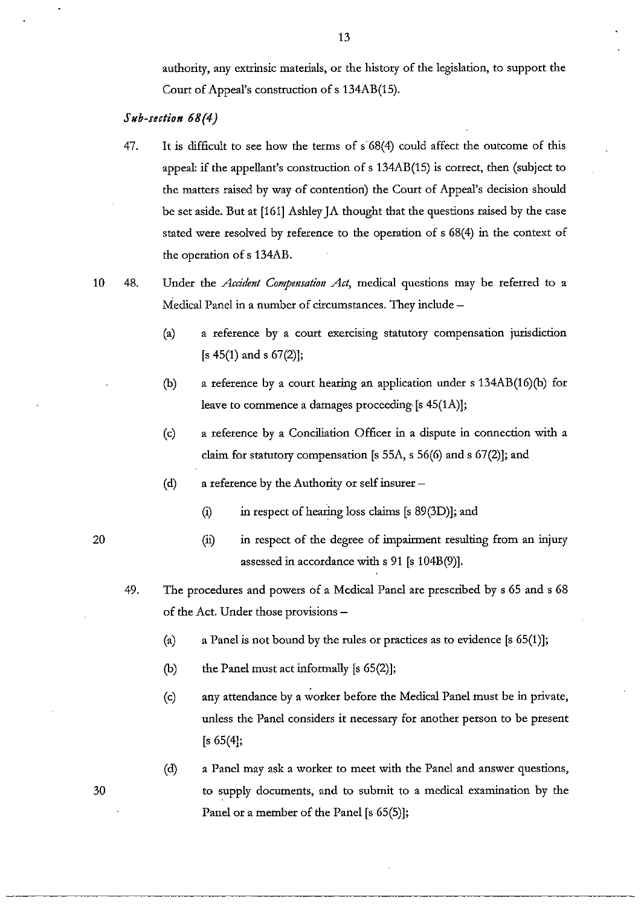authority, any extrinsic materials, or the history of the legislation, to support the Court of Appeal's construction of s 134AB(15).

### *Sub-section 68(4)*

47. It is difficult to see how the terms of s 68(4) could affect the outcome of this appeal: if the appellant's construction of s 134AB(15) is correct, then (subject to the matters raised by way of contention) the Court of Appeal's decision should be set aside. But at [161] Ashley JA thought that the questions raised by the case stated were resolved by reference to the operation of s 68(4) in the context of the operation of s 134AB.

48. Under the *Accident Compensation Act*, medical questions may be referred to a Medical Panel in a number of circumstances. They include –

    (a) a reference by a court exercising statutory compensation jurisdiction [s 45(1) and s 67(2)];

    (b) a reference by a court hearing an application under s 134AB(16)(b) for leave to commence a damages proceeding [s 45(1A)];

    (c) a reference by a Conciliation Officer in a dispute in connection with a claim for statutory compensation [s 55A, s 56(6) and s 67(2)]; and

    (d) a reference by the Authority or self insurer –

        (i) in respect of hearing loss claims [s 89(3D)]; and

        (ii) in respect of the degree of impairment resulting from an injury assessed in accordance with s 91 [s 104B(9)].

49. The procedures and powers of a Medical Panel are prescribed by s 65 and s 68 of the Act. Under those provisions –

    (a) a Panel is not bound by the rules or practices as to evidence [s 65(1)];

    (b) the Panel must act informally [s 65(2)];

    (c) any attendance by a worker before the Medical Panel must be in private, unless the Panel considers it necessary for another person to be present [s 65(4];

    (d) a Panel may ask a worker to meet with the Panel and answer questions, to supply documents, and to submit to a medical examination by the Panel or a member of the Panel [s 65(5)];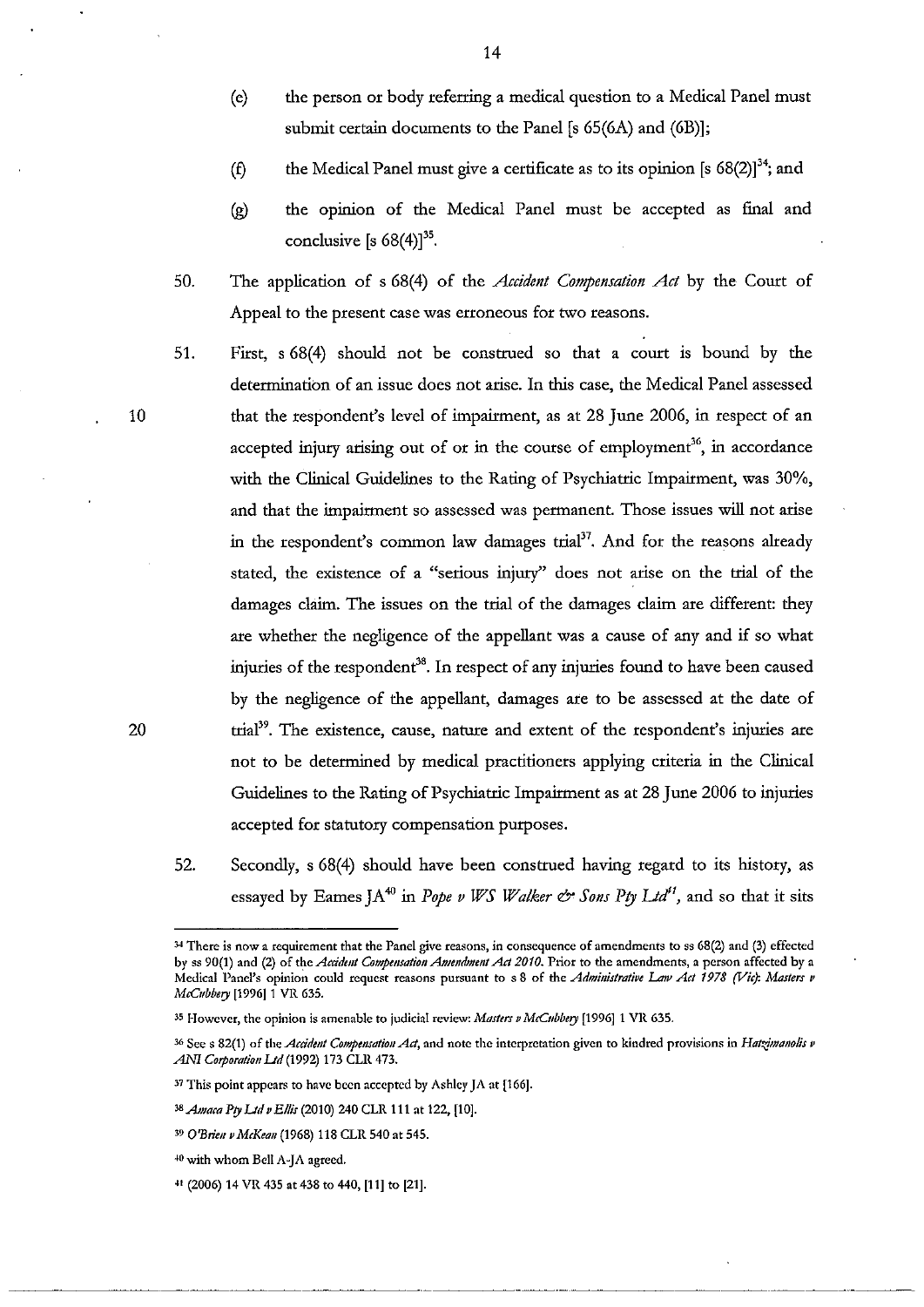(e) the person or body referring a medical question to a Medical Panel must submit certain documents to the Panel [s 65(6A) and (6B)];

(f) the Medical Panel must give a certificate as to its opinion [s 68(2)][34]; and

(g) the opinion of the Medical Panel must be accepted as final and conclusive [s 68(4)][35].

50. The application of s 68(4) of the *Accident Compensation Act* by the Court of Appeal to the present case was erroneous for two reasons.

51. First, s 68(4) should not be construed so that a court is bound by the determination of an issue does not arise. In this case, the Medical Panel assessed that the respondent's level of impairment, as at 28 June 2006, in respect of an accepted injury arising out of or in the course of employment[36], in accordance with the Clinical Guidelines to the Rating of Psychiatric Impairment, was 30%, and that the impairment so assessed was permanent. Those issues will not arise in the respondent's common law damages trial[37]. And for the reasons already stated, the existence of a "serious injury" does not arise on the trial of the damages claim. The issues on the trial of the damages claim are different: they are whether the negligence of the appellant was a cause of any and if so what injuries of the respondent[38]. In respect of any injuries found to have been caused by the negligence of the appellant, damages are to be assessed at the date of trial[39]. The existence, cause, nature and extent of the respondent's injuries are not to be determined by medical practitioners applying criteria in the Clinical Guidelines to the Rating of Psychiatric Impairment as at 28 June 2006 to injuries accepted for statutory compensation purposes.

52. Secondly, s 68(4) should have been construed having regard to its history, as essayed by Eames JA[40] in *Pope v WS Walker & Sons Pty Ltd*[41], and so that it sits

---

[34] There is now a requirement that the Panel give reasons, in consequence of amendments to ss 68(2) and (3) effected by ss 90(1) and (2) of the *Accident Compensation Amendment Act 2010*. Prior to the amendments, a person affected by a Medical Panel's opinion could request reasons pursuant to s 8 of the *Administrative Law Act 1978 (Vic)*: *Masters v McCubbery* [1996] 1 VR 635.

[35] However, the opinion is amenable to judicial review: *Masters v McCubbery* [1996] 1 VR 635.

[36] See s 82(1) of the *Accident Compensation Act*, and note the interpretation given to kindred provisions in *Hatzimanolis v ANI Corporation Ltd* (1992) 173 CLR 473.

[37] This point appears to have been accepted by Ashley JA at [166].

[38] *Amaca Pty Ltd v Ellis* (2010) 240 CLR 111 at 122, [10].

[39] *O'Brien v McKean* (1968) 118 CLR 540 at 545.

[40] with whom Bell A-JA agreed.

[41] (2006) 14 VR 435 at 438 to 440, [11] to [21].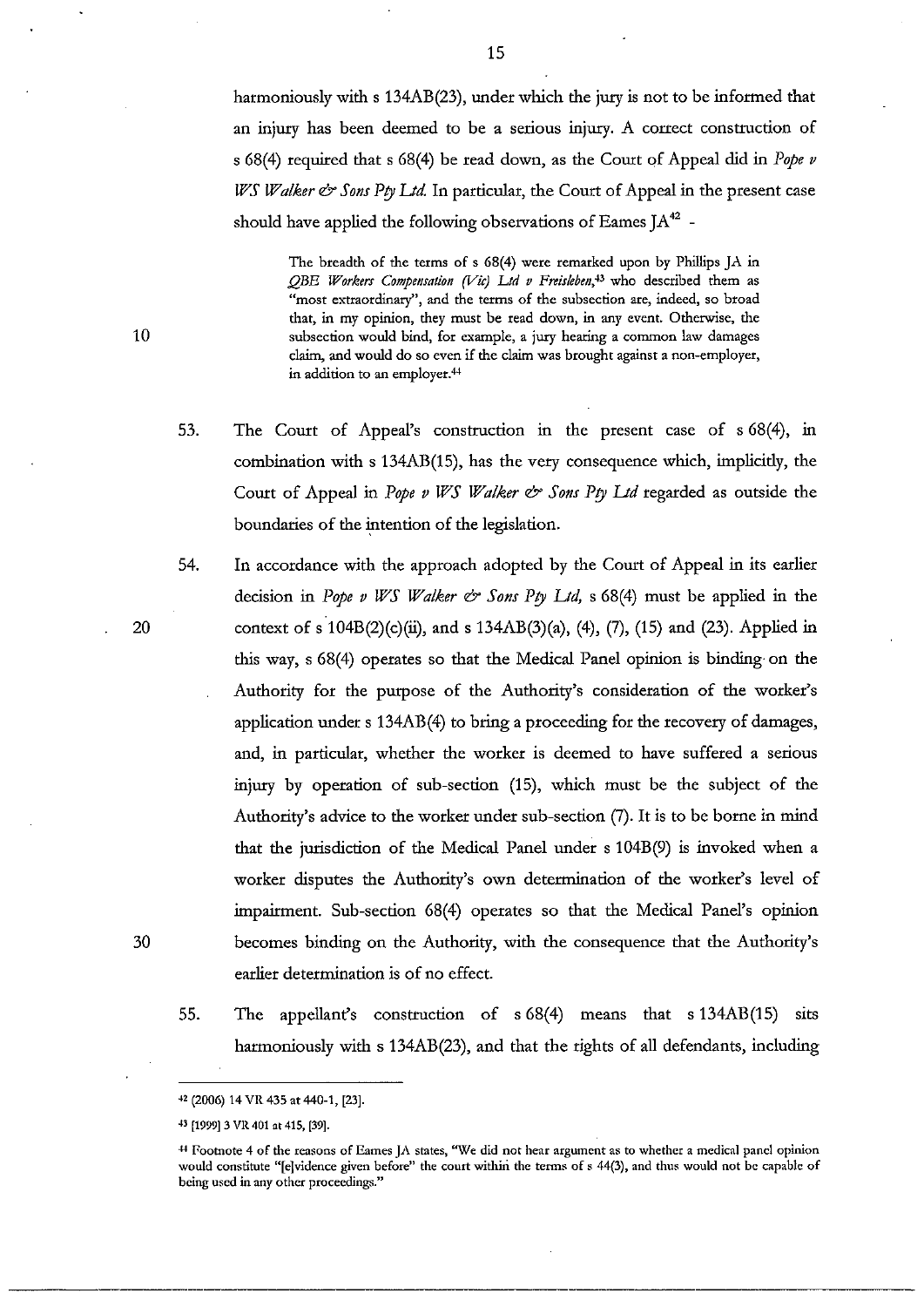harmoniously with s 134AB(23), under which the jury is not to be informed that an injury has been deemed to be a serious injury. A correct construction of s 68(4) required that s 68(4) be read down, as the Court of Appeal did in *Pope v WS Walker & Sons Pty Ltd.* In particular, the Court of Appeal in the present case should have applied the following observations of Eames JA[42] -

> The breadth of the terms of s 68(4) were remarked upon by Phillips JA in *QBE Workers Compensation (Vic) Ltd v Freisleben*,[43] who described them as "most extraordinary", and the terms of the subsection are, indeed, so broad that, in my opinion, they must be read down, in any event. Otherwise, the subsection would bind, for example, a jury hearing a common law damages claim, and would do so even if the claim was brought against a non-employer, in addition to an employer.[44]

53. The Court of Appeal's construction in the present case of s 68(4), in combination with s 134AB(15), has the very consequence which, implicitly, the Court of Appeal in *Pope v WS Walker & Sons Pty Ltd* regarded as outside the boundaries of the intention of the legislation.

54. In accordance with the approach adopted by the Court of Appeal in its earlier decision in *Pope v WS Walker & Sons Pty Ltd*, s 68(4) must be applied in the context of s 104B(2)(c)(ii), and s 134AB(3)(a), (4), (7), (15) and (23). Applied in this way, s 68(4) operates so that the Medical Panel opinion is binding on the Authority for the purpose of the Authority's consideration of the worker's application under s 134AB(4) to bring a proceeding for the recovery of damages, and, in particular, whether the worker is deemed to have suffered a serious injury by operation of sub-section (15), which must be the subject of the Authority's advice to the worker under sub-section (7). It is to be borne in mind that the jurisdiction of the Medical Panel under s 104B(9) is invoked when a worker disputes the Authority's own determination of the worker's level of impairment. Sub-section 68(4) operates so that the Medical Panel's opinion becomes binding on the Authority, with the consequence that the Authority's earlier determination is of no effect.

55. The appellant's construction of s 68(4) means that s 134AB(15) sits harmoniously with s 134AB(23), and that the rights of all defendants, including

---

[42] (2006) 14 VR 435 at 440-1, [23].

[43] [1999] 3 VR 401 at 415, [39].

[44] Footnote 4 of the reasons of Eames JA states, "We did not hear argument as to whether a medical panel opinion would constitute "[e]vidence given before" the court within the terms of s 44(3), and thus would not be capable of being used in any other proceedings."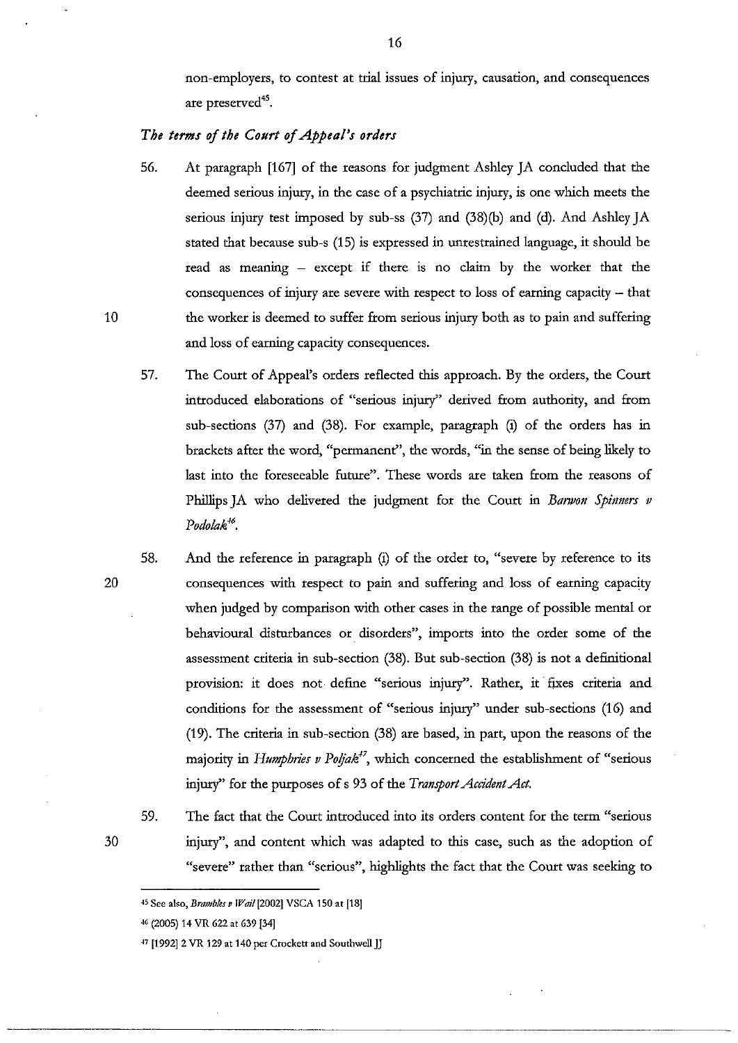non-employers, to contest at trial issues of injury, causation, and consequences are preserved[45].

### *The terms of the Court of Appeal's orders*

56. At paragraph [167] of the reasons for judgment Ashley JA concluded that the deemed serious injury, in the case of a psychiatric injury, is one which meets the serious injury test imposed by sub-ss (37) and (38)(b) and (d). And Ashley JA stated that because sub-s (15) is expressed in unrestrained language, it should be read as meaning – except if there is no claim by the worker that the consequences of injury are severe with respect to loss of earning capacity – that the worker is deemed to suffer from serious injury both as to pain and suffering and loss of earning capacity consequences.

57. The Court of Appeal's orders reflected this approach. By the orders, the Court introduced elaborations of "serious injury" derived from authority, and from sub-sections (37) and (38). For example, paragraph (i) of the orders has in brackets after the word, "permanent", the words, "in the sense of being likely to last into the foreseeable future". These words are taken from the reasons of Phillips JA who delivered the judgment for the Court in *Barwon Spinners v Podolak*[46].

58. And the reference in paragraph (i) of the order to, "severe by reference to its consequences with respect to pain and suffering and loss of earning capacity when judged by comparison with other cases in the range of possible mental or behavioural disturbances or disorders", imports into the order some of the assessment criteria in sub-section (38). But sub-section (38) is not a definitional provision: it does not define "serious injury". Rather, it fixes criteria and conditions for the assessment of "serious injury" under sub-sections (16) and (19). The criteria in sub-section (38) are based, in part, upon the reasons of the majority in *Humphries v Poljak*[47], which concerned the establishment of "serious injury" for the purposes of s 93 of the *Transport Accident Act*.

59. The fact that the Court introduced into its orders content for the term "serious injury", and content which was adapted to this case, such as the adoption of "severe" rather than "serious", highlights the fact that the Court was seeking to

---

[45] See also, *Brambles v Wail* [2002] VSCA 150 at [18]

[46] (2005) 14 VR 622 at 639 [34]

[47] [1992] 2 VR 129 at 140 per Crockett and Southwell JJ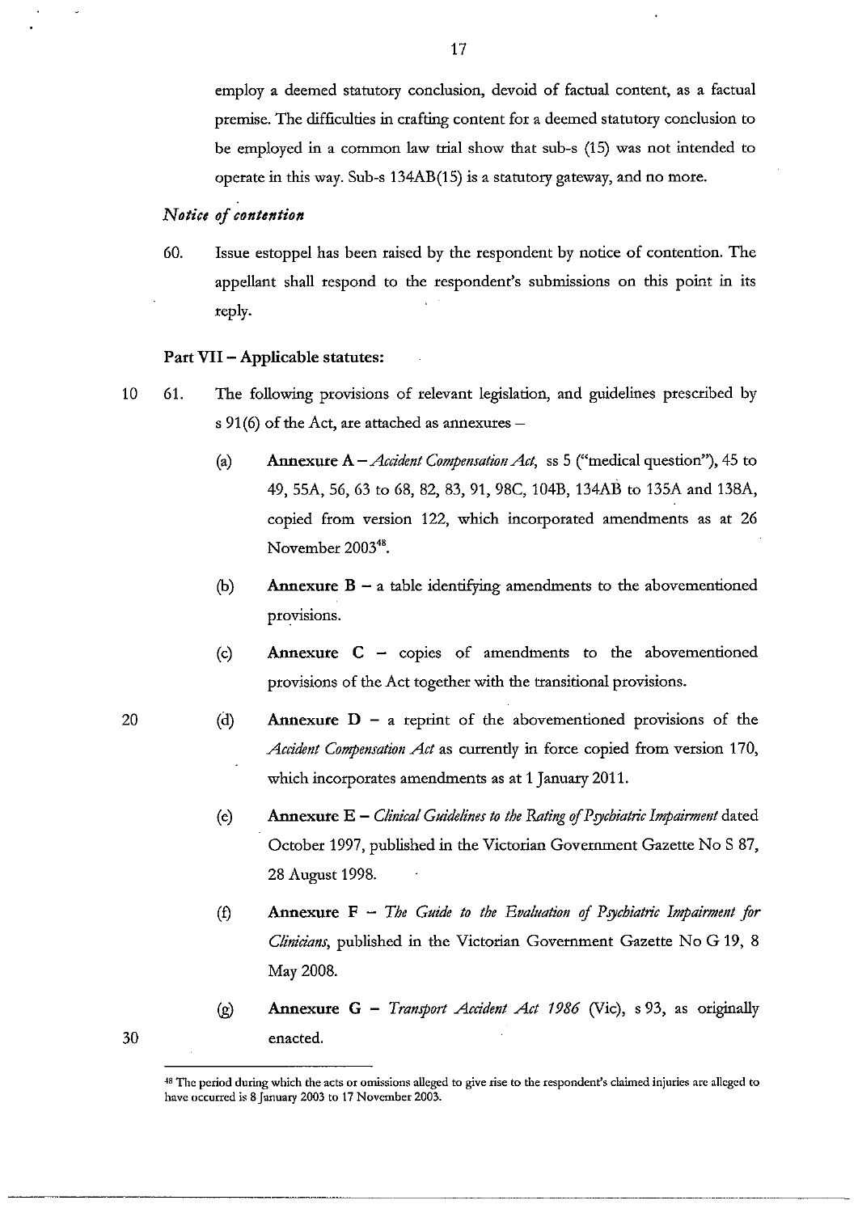employ a deemed statutory conclusion, devoid of factual content, as a factual premise. The difficulties in crafting content for a deemed statutory conclusion to be employed in a common law trial show that sub-s (15) was not intended to operate in this way. Sub-s 134AB(15) is a statutory gateway, and no more.

### *Notice of contention*

60. Issue estoppel has been raised by the respondent by notice of contention. The appellant shall respond to the respondent's submissions on this point in its reply.

### Part VII – Applicable statutes:

61. The following provisions of relevant legislation, and guidelines prescribed by s 91(6) of the Act, are attached as annexures –

    (a) **Annexure A** – *Accident Compensation Act*, ss 5 ("medical question"), 45 to 49, 55A, 56, 63 to 68, 82, 83, 91, 98C, 104B, 134AB to 135A and 138A, copied from version 122, which incorporated amendments as at 26 November 2003[48].

    (b) **Annexure B** – a table identifying amendments to the abovementioned provisions.

    (c) **Annexure C** – copies of amendments to the abovementioned provisions of the Act together with the transitional provisions.

    (d) **Annexure D** – a reprint of the abovementioned provisions of the *Accident Compensation Act* as currently in force copied from version 170, which incorporates amendments as at 1 January 2011.

    (e) **Annexure E** – *Clinical Guidelines to the Rating of Psychiatric Impairment* dated October 1997, published in the Victorian Government Gazette No S 87, 28 August 1998.

    (f) **Annexure F** – *The Guide to the Evaluation of Psychiatric Impairment for Clinicians*, published in the Victorian Government Gazette No G 19, 8 May 2008.

    (g) **Annexure G** – *Transport Accident Act 1986* (Vic), s 93, as originally enacted.

---

[48] The period during which the acts or omissions alleged to give rise to the respondent's claimed injuries are alleged to have occurred is 8 January 2003 to 17 November 2003.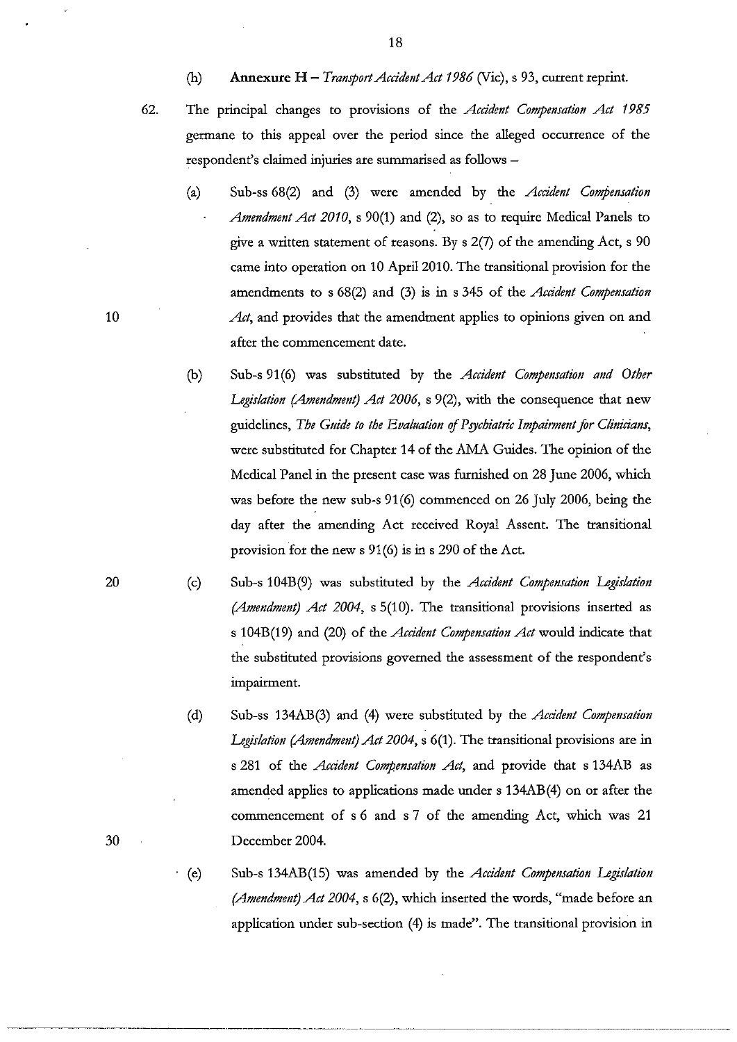(h) **Annexure H** – *Transport Accident Act 1986* (Vic), s 93, current reprint.

62. The principal changes to provisions of the *Accident Compensation Act 1985* germane to this appeal over the period since the alleged occurrence of the respondent's claimed injuries are summarised as follows –

   (a) Sub-ss 68(2) and (3) were amended by the *Accident Compensation Amendment Act 2010*, s 90(1) and (2), so as to require Medical Panels to give a written statement of reasons. By s 2(7) of the amending Act, s 90 came into operation on 10 April 2010. The transitional provision for the amendments to s 68(2) and (3) is in s 345 of the *Accident Compensation Act*, and provides that the amendment applies to opinions given on and after the commencement date.

   (b) Sub-s 91(6) was substituted by the *Accident Compensation and Other Legislation (Amendment) Act 2006*, s 9(2), with the consequence that new guidelines, *The Guide to the Evaluation of Psychiatric Impairment for Clinicians*, were substituted for Chapter 14 of the AMA Guides. The opinion of the Medical Panel in the present case was furnished on 28 June 2006, which was before the new sub-s 91(6) commenced on 26 July 2006, being the day after the amending Act received Royal Assent. The transitional provision for the new s 91(6) is in s 290 of the Act.

   (c) Sub-s 104B(9) was substituted by the *Accident Compensation Legislation (Amendment) Act 2004*, s 5(10). The transitional provisions inserted as s 104B(19) and (20) of the *Accident Compensation Act* would indicate that the substituted provisions governed the assessment of the respondent's impairment.

   (d) Sub-ss 134AB(3) and (4) were substituted by the *Accident Compensation Legislation (Amendment) Act 2004*, s 6(1). The transitional provisions are in s 281 of the *Accident Compensation Act*, and provide that s 134AB as amended applies to applications made under s 134AB(4) on or after the commencement of s 6 and s 7 of the amending Act, which was 21 December 2004.

   (e) Sub-s 134AB(15) was amended by the *Accident Compensation Legislation (Amendment) Act 2004*, s 6(2), which inserted the words, "made before an application under sub-section (4) is made". The transitional provision in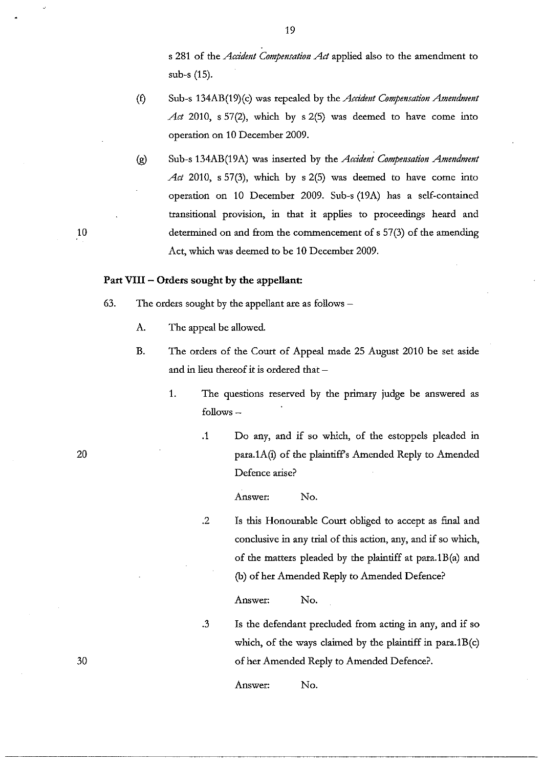s 281 of the *Accident Compensation Act* applied also to the amendment to sub-s (15).

(f) Sub-s 134AB(19)(c) was repealed by the *Accident Compensation Amendment Act* 2010, s 57(2), which by s 2(5) was deemed to have come into operation on 10 December 2009.

(g) Sub-s 134AB(19A) was inserted by the *Accident Compensation Amendment Act* 2010, s 57(3), which by s 2(5) was deemed to have come into operation on 10 December 2009. Sub-s (19A) has a self-contained transitional provision, in that it applies to proceedings heard and determined on and from the commencement of s 57(3) of the amending Act, which was deemed to be 10 December 2009.

## Part VIII – Orders sought by the appellant:

63. The orders sought by the appellant are as follows –

A. The appeal be allowed.

B. The orders of the Court of Appeal made 25 August 2010 be set aside and in lieu thereof it is ordered that –

1. The questions reserved by the primary judge be answered as follows –

.1 Do any, and if so which, of the estoppels pleaded in para.1A(i) of the plaintiff's Amended Reply to Amended Defence arise?

Answer: No.

.2 Is this Honourable Court obliged to accept as final and conclusive in any trial of this action, any, and if so which, of the matters pleaded by the plaintiff at para.1B(a) and (b) of her Amended Reply to Amended Defence?

Answer: No.

.3 Is the defendant precluded from acting in any, and if so which, of the ways claimed by the plaintiff in para.1B(c) of her Amended Reply to Amended Defence?.

Answer: No.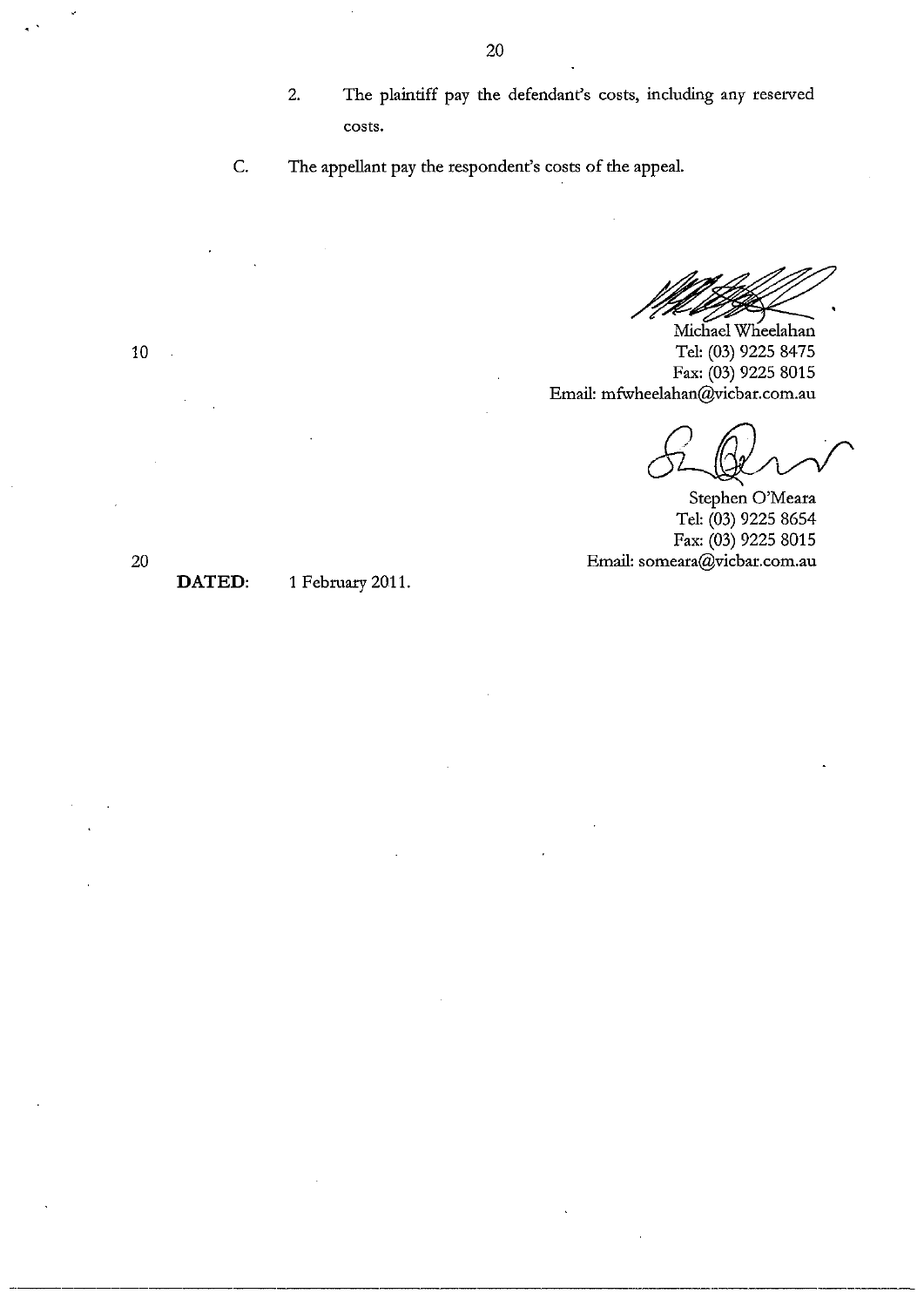2. The plaintiff pay the defendant's costs, including any reserved costs.

C. The appellant pay the respondent's costs of the appeal.

Michael Wheelahan
Tel: (03) 9225 8475
Fax: (03) 9225 8015
Email: mfwheelahan@vicbar.com.au

Stephen O'Meara
Tel: (03) 9225 8654
Fax: (03) 9225 8015
Email: someara@vicbar.com.au

**DATED:** 1 February 2011.